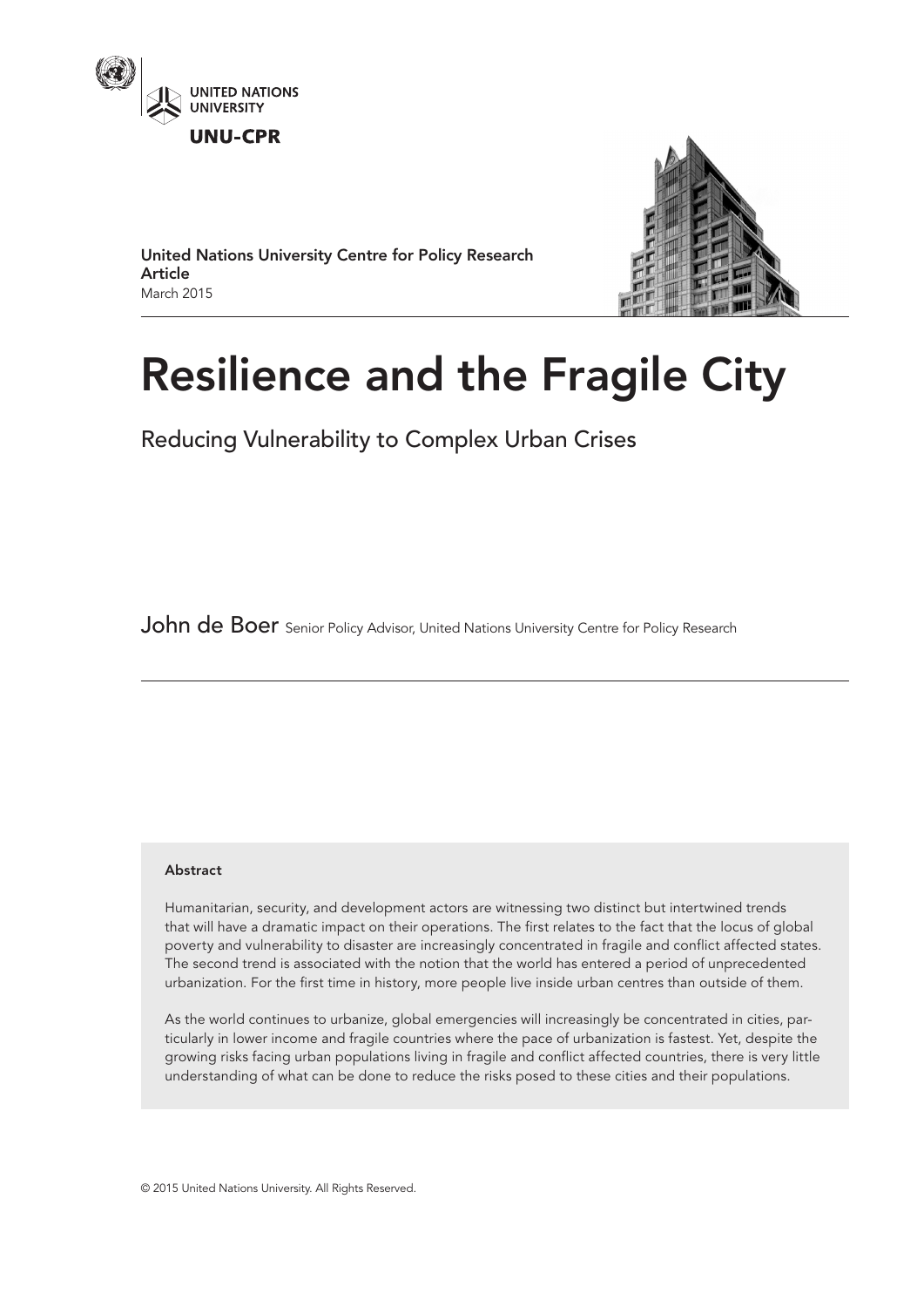UNITED NATIONS UNIVERSITY

UNU-CPR

United Nations University Centre for Policy Research
**Article**
March 2015

# Resilience and the Fragile City

## Reducing Vulnerability to Complex Urban Crises

John de Boer Senior Policy Advisor, United Nations University Centre for Policy Research

**Abstract**

Humanitarian, security, and development actors are witnessing two distinct but intertwined trends that will have a dramatic impact on their operations. The first relates to the fact that the locus of global poverty and vulnerability to disaster are increasingly concentrated in fragile and conflict affected states. The second trend is associated with the notion that the world has entered a period of unprecedented urbanization. For the first time in history, more people live inside urban centres than outside of them.

As the world continues to urbanize, global emergencies will increasingly be concentrated in cities, particularly in lower income and fragile countries where the pace of urbanization is fastest. Yet, despite the growing risks facing urban populations living in fragile and conflict affected countries, there is very little understanding of what can be done to reduce the risks posed to these cities and their populations.

© 2015 United Nations University. All Rights Reserved.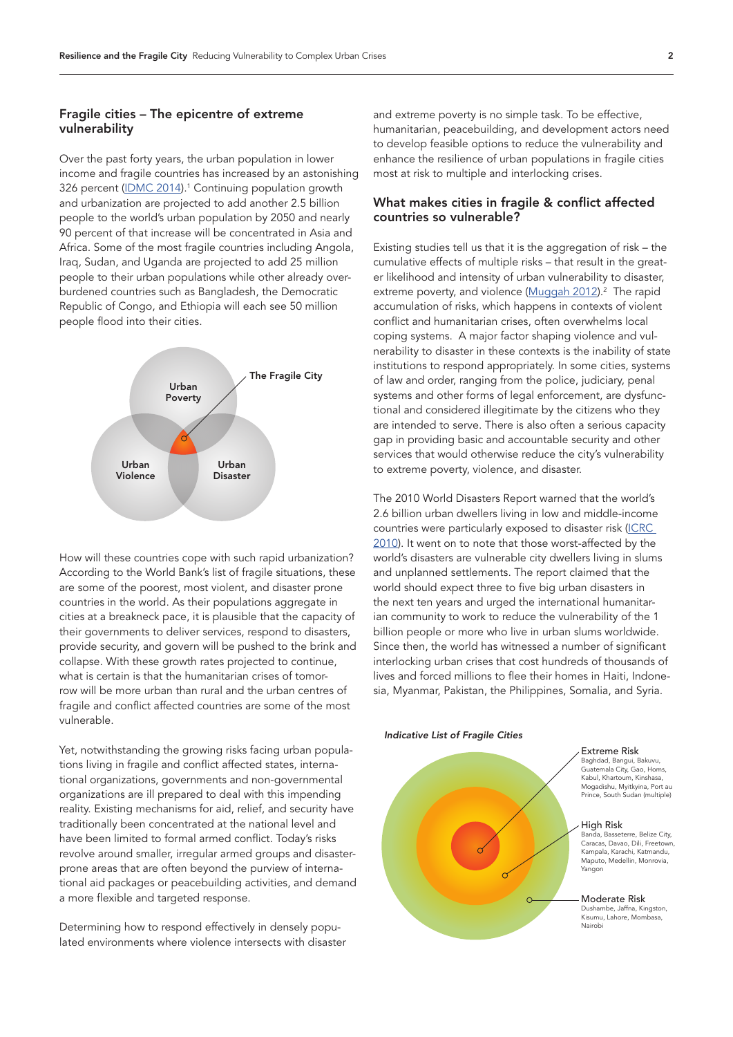## Fragile cities – The epicentre of extreme vulnerability

Over the past forty years, the urban population in lower income and fragile countries has increased by an astonishing 326 percent (IDMC 2014).[1] Continuing population growth and urbanization are projected to add another 2.5 billion people to the world's urban population by 2050 and nearly 90 percent of that increase will be concentrated in Asia and Africa. Some of the most fragile countries including Angola, Iraq, Sudan, and Uganda are projected to add 25 million people to their urban populations while other already overburdened countries such as Bangladesh, the Democratic Republic of Congo, and Ethiopia will each see 50 million people flood into their cities.

Urban Poverty

Urban Violence

Urban Disaster

The Fragile City

How will these countries cope with such rapid urbanization? According to the World Bank's list of fragile situations, these are some of the poorest, most violent, and disaster prone countries in the world. As their populations aggregate in cities at a breakneck pace, it is plausible that the capacity of their governments to deliver services, respond to disasters, provide security, and govern will be pushed to the brink and collapse. With these growth rates projected to continue, what is certain is that the humanitarian crises of tomorrow will be more urban than rural and the urban centres of fragile and conflict affected countries are some of the most vulnerable.

Yet, notwithstanding the growing risks facing urban populations living in fragile and conflict affected states, international organizations, governments and non-governmental organizations are ill prepared to deal with this impending reality. Existing mechanisms for aid, relief, and security have traditionally been concentrated at the national level and have been limited to formal armed conflict. Today's risks revolve around smaller, irregular armed groups and disaster-prone areas that are often beyond the purview of international aid packages or peacebuilding activities, and demand a more flexible and targeted response.

Determining how to respond effectively in densely populated environments where violence intersects with disaster and extreme poverty is no simple task. To be effective, humanitarian, peacebuilding, and development actors need to develop feasible options to reduce the vulnerability and enhance the resilience of urban populations in fragile cities most at risk to multiple and interlocking crises.

## What makes cities in fragile & conflict affected countries so vulnerable?

Existing studies tell us that it is the aggregation of risk – the cumulative effects of multiple risks – that result in the greater likelihood and intensity of urban vulnerability to disaster, extreme poverty, and violence (Muggah 2012).[2] The rapid accumulation of risks, which happens in contexts of violent conflict and humanitarian crises, often overwhelms local coping systems. A major factor shaping violence and vulnerability to disaster in these contexts is the inability of state institutions to respond appropriately. In some cities, systems of law and order, ranging from the police, judiciary, penal systems and other forms of legal enforcement, are dysfunctional and considered illegitimate by the citizens who they are intended to serve. There is also often a serious capacity gap in providing basic and accountable security and other services that would otherwise reduce the city's vulnerability to extreme poverty, violence, and disaster.

The 2010 World Disasters Report warned that the world's 2.6 billion urban dwellers living in low and middle-income countries were particularly exposed to disaster risk (ICRC 2010). It went on to note that those worst-affected by the world's disasters are vulnerable city dwellers living in slums and unplanned settlements. The report claimed that the world should expect three to five big urban disasters in the next ten years and urged the international humanitarian community to work to reduce the vulnerability of the 1 billion people or more who live in urban slums worldwide. Since then, the world has witnessed a number of significant interlocking urban crises that cost hundreds of thousands of lives and forced millions to flee their homes in Haiti, Indonesia, Myanmar, Pakistan, the Philippines, Somalia, and Syria.

*Indicative List of Fragile Cities*

**Extreme Risk**
Baghdad, Bangui, Bakuvu, Guatemala City, Gao, Homs, Kabul, Khartoum, Kinshasa, Mogadishu, Myitkyina, Port au Prince, South Sudan (multiple)

**High Risk**
Banda, Basseterre, Belize City, Caracas, Davao, Dili, Freetown, Kampala, Karachi, Katmandu, Maputo, Medellin, Monrovia, Yangon

**Moderate Risk**
Dushambe, Jaffna, Kingston, Kisumu, Lahore, Mombasa, Nairobi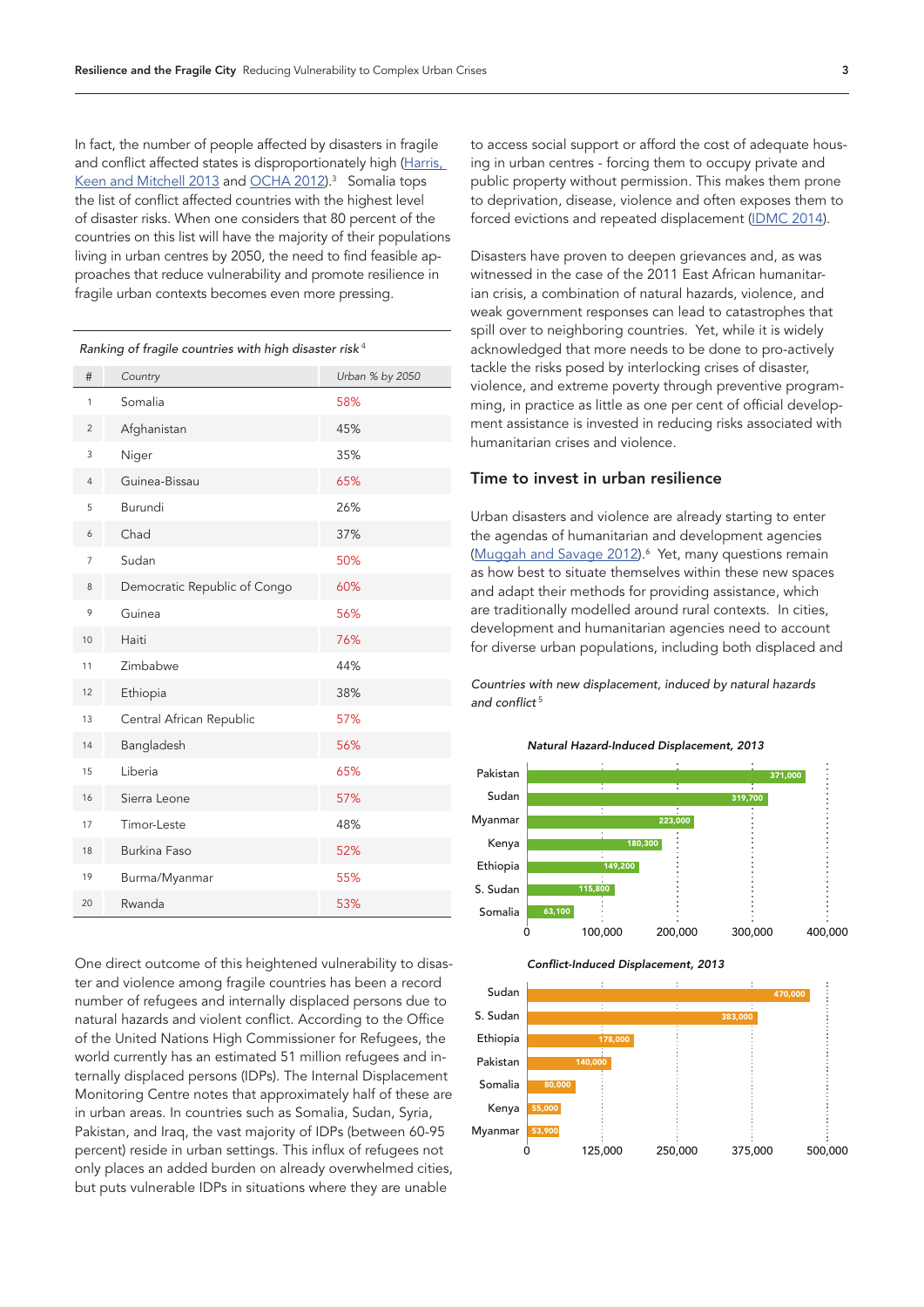In fact, the number of people affected by disasters in fragile and conflict affected states is disproportionally high (Harris, Keen and Mitchell 2013 and OCHA 2012).[3] Somalia tops the list of conflict affected countries with the highest level of disaster risks. When one considers that 80 percent of the countries on this list will have the majority of their populations living in urban centres by 2050, the need to find feasible approaches that reduce vulnerability and promote resilience in fragile urban contexts becomes even more pressing.

*Ranking of fragile countries with high disaster risk*[4]

| # | Country | Urban % by 2050 |
|---|---|---|
| 1 | Somalia | 58% |
| 2 | Afghanistan | 45% |
| 3 | Niger | 35% |
| 4 | Guinea-Bissau | 65% |
| 5 | Burundi | 26% |
| 6 | Chad | 37% |
| 7 | Sudan | 50% |
| 8 | Democratic Republic of Congo | 60% |
| 9 | Guinea | 56% |
| 10 | Haiti | 76% |
| 11 | Zimbabwe | 44% |
| 12 | Ethiopia | 38% |
| 13 | Central African Republic | 57% |
| 14 | Bangladesh | 56% |
| 15 | Liberia | 65% |
| 16 | Sierra Leone | 57% |
| 17 | Timor-Leste | 48% |
| 18 | Burkina Faso | 52% |
| 19 | Burma/Myanmar | 55% |
| 20 | Rwanda | 53% |

One direct outcome of this heightened vulnerability to disaster and violence among fragile countries has been a record number of refugees and internally displaced persons due to natural hazards and violent conflict. According to the Office of the United Nations High Commissioner for Refugees, the world currently has an estimated 51 million refugees and internally displaced persons (IDPs). The Internal Displacement Monitoring Centre notes that approximately half of these are in urban areas. In countries such as Somalia, Sudan, Syria, Pakistan, and Iraq, the vast majority of IDPs (between 60-95 percent) reside in urban settings. This influx of refugees not only places an added burden on already overwhelmed cities, but puts vulnerable IDPs in situations where they are unable to access social support or afford the cost of adequate housing in urban centres - forcing them to occupy private and public property without permission. This makes them prone to deprivation, disease, violence and often exposes them to forced evictions and repeated displacement (IDMC 2014).

Disasters have proven to deepen grievances and, as was witnessed in the case of the 2011 East African humanitarian crisis, a combination of natural hazards, violence, and weak government responses can lead to catastrophes that spill over to neighboring countries. Yet, while it is widely acknowledged that more needs to be done to pro-actively tackle the risks posed by interlocking crises of disaster, violence, and extreme poverty through preventive programming, in practice as little as one per cent of official development assistance is invested in reducing risks associated with humanitarian crises and violence.

## Time to invest in urban resilience

Urban disasters and violence are already starting to enter the agendas of humanitarian and development agencies (Muggah and Savage 2012).[6] Yet, many questions remain as how best to situate themselves within these new spaces and adapt their methods for providing assistance, which are traditionally modelled around rural contexts. In cities, development and humanitarian agencies need to account for diverse urban populations, including both displaced and

*Countries with new displacement, induced by natural hazards and conflict*[5]

*Natural Hazard-Induced Displacement, 2013*

| Country | Displaced |
|---|---|
| Pakistan | 371,000 |
| Sudan | 319,700 |
| Myanmar | 223,000 |
| Kenya | 180,300 |
| Ethiopia | 149,200 |
| S. Sudan | 115,800 |
| Somalia | 63,100 |

*Conflict-Induced Displacement, 2013*

| Country | Displaced |
|---|---|
| Sudan | 470,000 |
| S. Sudan | 383,000 |
| Ethiopia | 178,000 |
| Pakistan | 140,000 |
| Somalia | 80,000 |
| Kenya | 55,000 |
| Myanmar | 53,900 |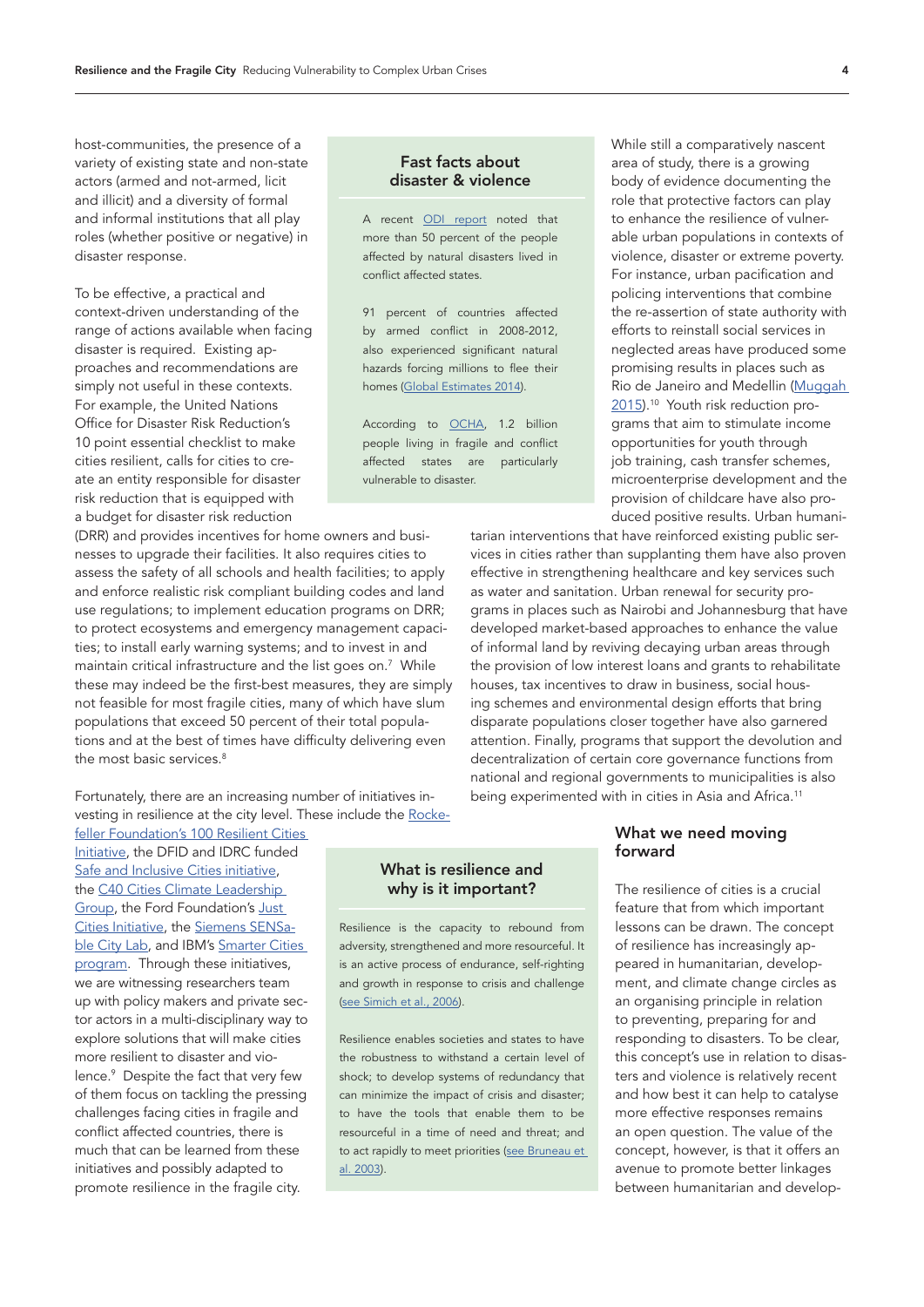host-communities, the presence of a variety of existing state and non-state actors (armed and not-armed, licit and illicit) and a diversity of formal and informal institutions that all play roles (whether positive or negative) in disaster response.

To be effective, a practical and context-driven understanding of the range of actions available when facing disaster is required. Existing approaches and recommendations are simply not useful in these contexts. For example, the United Nations Office for Disaster Risk Reduction's 10 point essential checklist to make cities resilient, calls for cities to create an entity responsible for disaster risk reduction that is equipped with a budget for disaster risk reduction (DRR) and provides incentives for home owners and businesses to upgrade their facilities. It also requires cities to assess the safety of all schools and health facilities; to apply and enforce realistic risk compliant building codes and land use regulations; to implement education programs on DRR; to protect ecosystems and emergency management capacities; to install early warning systems; and to invest in and maintain critical infrastructure and the list goes on.[7] While these may indeed be the first-best measures, they are simply not feasible for most fragile cities, many of which have slum populations that exceed 50 percent of their total populations and at the best of times have difficulty delivering even the most basic services.[8]

Fortunately, there are an increasing number of initiatives investing in resilience at the city level. These include the Rockefeller Foundation's 100 Resilient Cities Initiative, the DFID and IDRC funded Safe and Inclusive Cities initiative, the C40 Cities Climate Leadership Group, the Ford Foundation's Just Cities Initiative, the Siemens SENSable City Lab, and IBM's Smarter Cities program. Through these initiatives, we are witnessing researchers team up with policy makers and private sector actors in a multi-disciplinary way to explore solutions that will make cities more resilient to disaster and violence.[9] Despite the fact that very few of them focus on tackling the pressing challenges facing cities in fragile and conflict affected countries, there is much that can be learned from these initiatives and possibly adapted to promote resilience in the fragile city.

### Fast facts about disaster & violence

A recent ODI report noted that more than 50 percent of the people affected by natural disasters lived in conflict affected states.

91 percent of countries affected by armed conflict in 2008-2012, also experienced significant natural hazards forcing millions to flee their homes (Global Estimates 2014).

According to OCHA, 1.2 billion people living in fragile and conflict affected states are particularly vulnerable to disaster.

### What is resilience and why is it important?

Resilience is the capacity to rebound from adversity, strengthened and more resourceful. It is an active process of endurance, self-righting and growth in response to crisis and challenge (see Simich et al., 2006).

Resilience enables societies and states to have the robustness to withstand a certain level of shock; to develop systems of redundancy that can minimize the impact of crisis and disaster; to have the tools that enable them to be resourceful in a time of need and threat; and to act rapidly to meet priorities (see Bruneau et al. 2003).

While still a comparatively nascent area of study, there is a growing body of evidence documenting the role that protective factors can play to enhance the resilience of vulnerable urban populations in contexts of violence, disaster or extreme poverty. For instance, urban pacification and policing interventions that combine the re-assertion of state authority with efforts to reinstall social services in neglected areas have produced some promising results in places such as Rio de Janeiro and Medellin (Muggah 2015).[10] Youth risk reduction programs that aim to stimulate income opportunities for youth through job training, cash transfer schemes, microenterprise development and the provision of childcare have also produced positive results. Urban humanitarian interventions that have reinforced existing public services in cities rather than supplanting them have also proven effective in strengthening healthcare and key services such as water and sanitation. Urban renewal for security programs in places such as Nairobi and Johannesburg that have developed market-based approaches to enhance the value of informal land by reviving decaying urban areas through the provision of low interest loans and grants to rehabilitate houses, tax incentives to draw in business, social housing schemes and environmental design efforts that bring disparate populations closer together have also garnered attention. Finally, programs that support the devolution and decentralization of certain core governance functions from national and regional governments to municipalities is also being experimented with in cities in Asia and Africa.[11]

## What we need moving forward

The resilience of cities is a crucial feature that from which important lessons can be drawn. The concept of resilience has increasingly appeared in humanitarian, development, and climate change circles as an organising principle in relation to preventing, preparing for and responding to disasters. To be clear, this concept's use in relation to disasters and violence is relatively recent and how best it can help to catalyse more effective responses remains an open question. The value of the concept, however, is that it offers an avenue to promote better linkages between humanitarian and develop-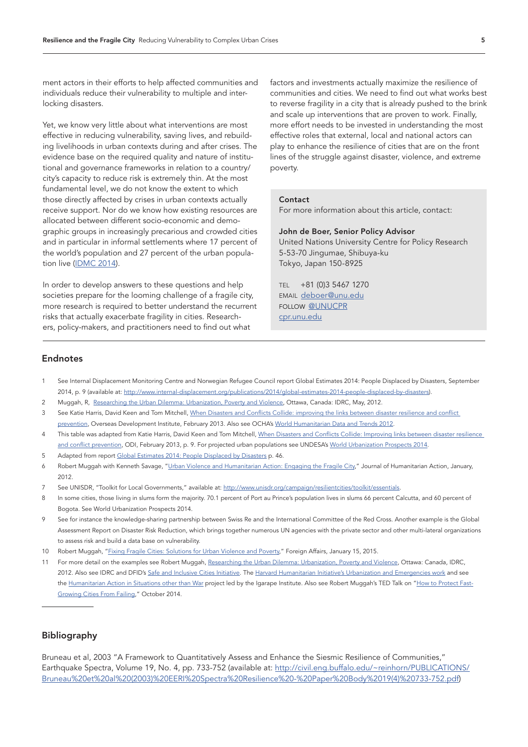ment actors in their efforts to help affected communities and individuals reduce their vulnerability to multiple and interlocking disasters.

Yet, we know very little about what interventions are most effective in reducing vulnerability, saving lives, and rebuilding livelihoods in urban contexts during and after crises. The evidence base on the required quality and nature of institutional and governance frameworks in relation to a country/city's capacity to reduce risk is extremely thin. At the most fundamental level, we do not know the extent to which those directly affected by crises in urban contexts actually receive support. Nor do we know how existing resources are allocated between different socio-economic and demographic groups in increasingly precarious and crowded cities and in particular in informal settlements where 17 percent of the world's population and 27 percent of the urban population live (IDMC 2014).

In order to develop answers to these questions and help societies prepare for the looming challenge of a fragile city, more research is required to better understand the recurrent risks that actually exacerbate fragility in cities. Researchers, policy-makers, and practitioners need to find out what factors and investments actually maximize the resilience of communities and cities. We need to find out what works best to reverse fragility in a city that is already pushed to the brink and scale up interventions that are proven to work. Finally, more effort needs to be invested in understanding the most effective roles that external, local and national actors can play to enhance the resilience of cities that are on the front lines of the struggle against disaster, violence, and extreme poverty.

**Contact**
For more information about this article, contact:

**John de Boer, Senior Policy Advisor**
United Nations University Centre for Policy Research
5-53-70 Jingumae, Shibuya-ku
Tokyo, Japan 150-8925

TEL +81 (0)3 5467 1270
EMAIL deboer@unu.edu
FOLLOW @UNUCPR
cpr.unu.edu

## Endnotes

1. See Internal Displacement Monitoring Centre and Norwegian Refugee Council report Global Estimates 2014: People Displaced by Disasters, September 2014, p. 9 (available at: http://www.internal-displacement.org/publications/2014/global-estimates-2014-people-displaced-by-disasters).
2. Muggah, R, Researching the Urban Dilemma: Urbanization, Poverty and Violence, Ottawa, Canada: IDRC, May, 2012.
3. See Katie Harris, David Keen and Tom Mitchell, When Disasters and Conflicts Collide: improving the links between disaster resilience and conflict prevention, Overseas Development Institute, February 2013. Also see OCHA's World Humanitarian Data and Trends 2012.
4. This table was adapted from Katie Harris, David Keen and Tom Mitchell, When Disasters and Conflicts Collide: Improving links between disaster resilience and conflict prevention, ODI, February 2013, p. 9. For projected urban populations see UNDESA's World Urbanization Prospects 2014.
5. Adapted from report Global Estimates 2014: People Displaced by Disasters p. 46.
6. Robert Muggah with Kenneth Savage, "Urban Violence and Humanitarian Action: Engaging the Fragile City," Journal of Humanitarian Action, January, 2012.
7. See UNISDR, "Toolkit for Local Governments," available at: http://www.unisdr.org/campaign/resilientcities/toolkit/essentials.
8. In some cities, those living in slums form the majority. 70.1 percent of Port au Prince's population lives in slums 66 percent Calcutta, and 60 percent of Bogota. See World Urbanization Prospects 2014.
9. See for instance the knowledge-sharing partnership between Swiss Re and the International Committee of the Red Cross. Another example is the Global Assessment Report on Disaster Risk Reduction, which brings together numerous UN agencies with the private sector and other multi-lateral organizations to assess risk and build a data base on vulnerability.
10. Robert Muggah, "Fixing Fragile Cities: Solutions for Urban Violence and Poverty," Foreign Affairs, January 15, 2015.
11. For more detail on the examples see Robert Muggah, Researching the Urban Dilemma: Urbanization, Poverty and Violence, Ottawa: Canada, IDRC, 2012. Also see IDRC and DFID's Safe and Inclusive Cities Initiative. The Harvard Humanitarian Initiative's Urbanization and Emergencies work and see the Humanitarian Action in Situations other than War project led by the Igarape Institute. Also see Robert Muggah's TED Talk on "How to Protect Fast-Growing Cities From Failing," October 2014.

## Bibliography

Bruneau et al, 2003 "A Framework to Quantitatively Assess and Enhance the Siesmic Resilience of Communities," Earthquake Spectra, Volume 19, No. 4, pp. 733-752 (available at: http://civil.eng.buffalo.edu/~reinhorn/PUBLICATIONS/Bruneau%20et%20al%20(2003)%20EERI%20Spectra%20Resilience%20-%20Paper%20Body%2019(4)%20733-752.pdf)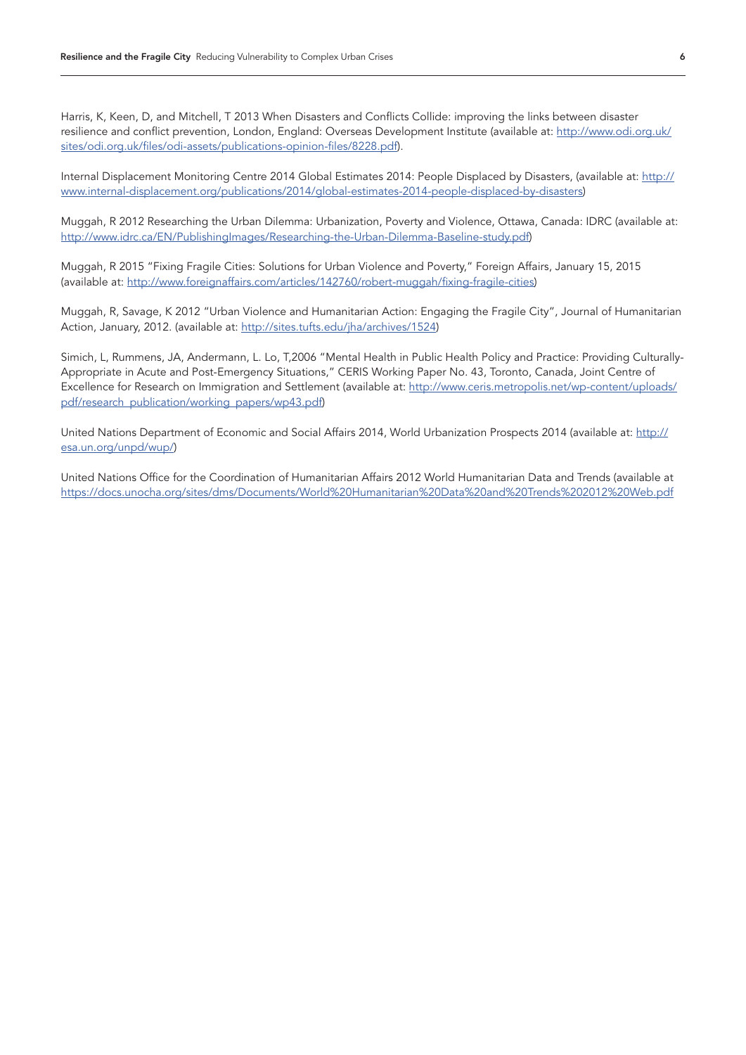Harris, K, Keen, D, and Mitchell, T 2013 When Disasters and Conflicts Collide: improving the links between disaster resilience and conflict prevention, London, England: Overseas Development Institute (available at: http://www.odi.org.uk/sites/odi.org.uk/files/odi-assets/publications-opinion-files/8228.pdf).

Internal Displacement Monitoring Centre 2014 Global Estimates 2014: People Displaced by Disasters, (available at: http://www.internal-displacement.org/publications/2014/global-estimates-2014-people-displaced-by-disasters)

Muggah, R 2012 Researching the Urban Dilemma: Urbanization, Poverty and Violence, Ottawa, Canada: IDRC (available at: http://www.idrc.ca/EN/PublishingImages/Researching-the-Urban-Dilemma-Baseline-study.pdf)

Muggah, R 2015 "Fixing Fragile Cities: Solutions for Urban Violence and Poverty," Foreign Affairs, January 15, 2015 (available at: http://www.foreignaffairs.com/articles/142760/robert-muggah/fixing-fragile-cities)

Muggah, R, Savage, K 2012 "Urban Violence and Humanitarian Action: Engaging the Fragile City", Journal of Humanitarian Action, January, 2012. (available at: http://sites.tufts.edu/jha/archives/1524)

Simich, L, Rummens, JA, Andermann, L. Lo, T,2006 "Mental Health in Public Health Policy and Practice: Providing Culturally-Appropriate in Acute and Post-Emergency Situations," CERIS Working Paper No. 43, Toronto, Canada, Joint Centre of Excellence for Research on Immigration and Settlement (available at: http://www.ceris.metropolis.net/wp-content/uploads/pdf/research_publication/working_papers/wp43.pdf)

United Nations Department of Economic and Social Affairs 2014, World Urbanization Prospects 2014 (available at: http://esa.un.org/unpd/wup/)

United Nations Office for the Coordination of Humanitarian Affairs 2012 World Humanitarian Data and Trends (available at https://docs.unocha.org/sites/dms/Documents/World%20Humanitarian%20Data%20and%20Trends%202012%20Web.pdf